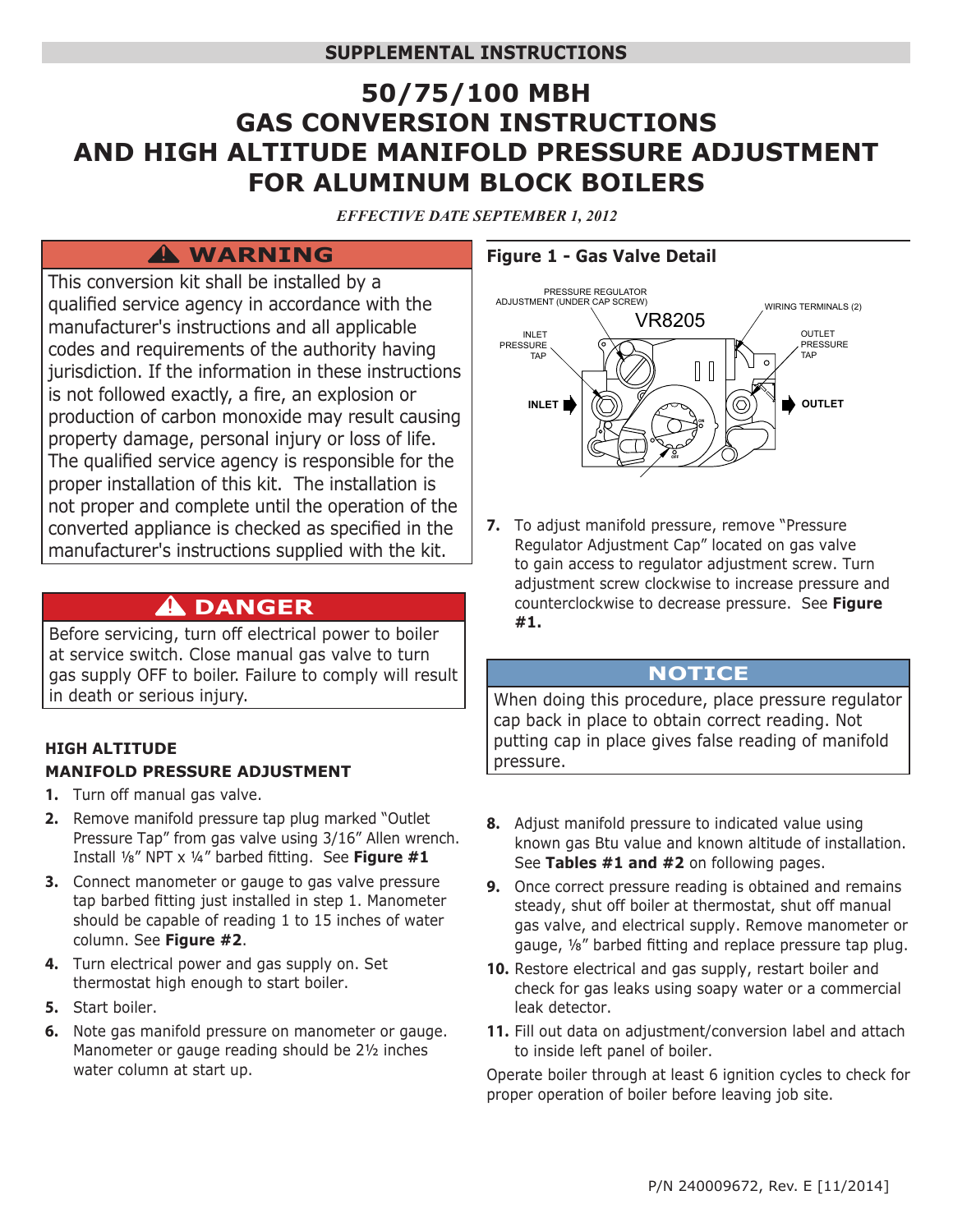**SUPPLEMENTAL INSTRUCTIONS**

# 50/75/100 MBH GAS CONVERSION INSTRUCTIONS AND HIGH ALTITUDE MANIFOLD PRESSURE ADJUSTMENT FOR ALUMINUM BLOCK BOILERS

*EFFECTIVE DATE SEPTEMBER 1, 2012*

> **⚠ WARNING**
>
> This conversion kit shall be installed by a qualified service agency in accordance with the manufacturer's instructions and all applicable codes and requirements of the authority having jurisdiction. If the information in these instructions is not followed exactly, a fire, an explosion or production of carbon monoxide may result causing property damage, personal injury or loss of life. The qualified service agency is responsible for the proper installation of this kit. The installation is not proper and complete until the operation of the converted appliance is checked as specified in the manufacturer's instructions supplied with the kit.

> **⚠ DANGER**
>
> Before servicing, turn off electrical power to boiler at service switch. Close manual gas valve to turn gas supply OFF to boiler. Failure to comply will result in death or serious injury.

### HIGH ALTITUDE MANIFOLD PRESSURE ADJUSTMENT

1. Turn off manual gas valve.
2. Remove manifold pressure tap plug marked "Outlet Pressure Tap" from gas valve using 3/16" Allen wrench. Install ⅛" NPT x ¼" barbed fitting. See **Figure #1**
3. Connect manometer or gauge to gas valve pressure tap barbed fitting just installed in step 1. Manometer should be capable of reading 1 to 15 inches of water column. See **Figure #2**.
4. Turn electrical power and gas supply on. Set thermostat high enough to start boiler.
5. Start boiler.
6. Note gas manifold pressure on manometer or gauge. Manometer or gauge reading should be 2½ inches water column at start up.

**Figure 1 - Gas Valve Detail**

PRESSURE REGULATOR ADJUSTMENT (UNDER CAP SCREW) — VR8205 — WIRING TERMINALS (2) — INLET PRESSURE TAP — OUTLET PRESSURE TAP — INLET — OUTLET

7. To adjust manifold pressure, remove "Pressure Regulator Adjustment Cap" located on gas valve to gain access to regulator adjustment screw. Turn adjustment screw clockwise to increase pressure and counterclockwise to decrease pressure. See **Figure #1.**

> **NOTICE**
>
> When doing this procedure, place pressure regulator cap back in place to obtain correct reading. Not putting cap in place gives false reading of manifold pressure.

8. Adjust manifold pressure to indicated value using known gas Btu value and known altitude of installation. See **Tables #1 and #2** on following pages.
9. Once correct pressure reading is obtained and remains steady, shut off boiler at thermostat, shut off manual gas valve, and electrical supply. Remove manometer or gauge, ⅛" barbed fitting and replace pressure tap plug.
10. Restore electrical and gas supply, restart boiler and check for gas leaks using soapy water or a commercial leak detector.
11. Fill out data on adjustment/conversion label and attach to inside left panel of boiler.

Operate boiler through at least 6 ignition cycles to check for proper operation of boiler before leaving job site.

P/N 240009672, Rev. E [11/2014]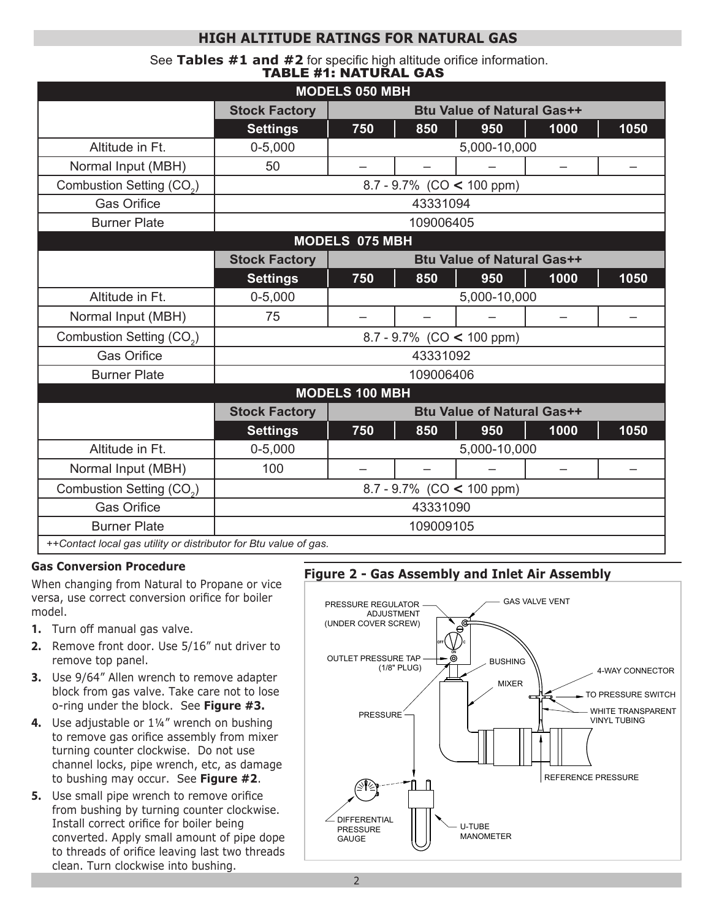## HIGH ALTITUDE RATINGS FOR NATURAL GAS

See **Tables #1 and #2** for specific high altitude orifice information.

**TABLE #1: NATURAL GAS**

| MODELS 050 MBH | | | | | | |
|---|---|---|---|---|---|---|
| | Stock Factory | Btu Value of Natural Gas++ | | | | |
| | Settings | 750 | 850 | 950 | 1000 | 1050 |
| Altitude in Ft. | 0-5,000 | 5,000-10,000 | | | | |
| Normal Input (MBH) | 50 | – | – | – | – | – |
| Combustion Setting ($CO_2$) | 8.7 - 9.7% (CO < 100 ppm) | | | | | |
| Gas Orifice | 43331094 | | | | | |
| Burner Plate | 109006405 | | | | | |
| **MODELS 075 MBH** | | | | | | |
| | Stock Factory | Btu Value of Natural Gas++ | | | | |
| | Settings | 750 | 850 | 950 | 1000 | 1050 |
| Altitude in Ft. | 0-5,000 | 5,000-10,000 | | | | |
| Normal Input (MBH) | 75 | – | – | – | – | – |
| Combustion Setting ($CO_2$) | 8.7 - 9.7% (CO < 100 ppm) | | | | | |
| Gas Orifice | 43331092 | | | | | |
| Burner Plate | 109006406 | | | | | |
| **MODELS 100 MBH** | | | | | | |
| | Stock Factory | Btu Value of Natural Gas++ | | | | |
| | Settings | 750 | 850 | 950 | 1000 | 1050 |
| Altitude in Ft. | 0-5,000 | 5,000-10,000 | | | | |
| Normal Input (MBH) | 100 | – | – | – | – | – |
| Combustion Setting ($CO_2$) | 8.7 - 9.7% (CO < 100 ppm) | | | | | |
| Gas Orifice | 43331090 | | | | | |
| Burner Plate | 109009105 | | | | | |

*++Contact local gas utility or distributor for Btu value of gas.*

### Gas Conversion Procedure

When changing from Natural to Propane or vice versa, use correct conversion orifice for boiler model.

1. Turn off manual gas valve.
2. Remove front door. Use 5/16" nut driver to remove top panel.
3. Use 9/64" Allen wrench to remove adapter block from gas valve. Take care not to lose o-ring under the block. See **Figure #3.**
4. Use adjustable or 1¼" wrench on bushing to remove gas orifice assembly from mixer turning counter clockwise. Do not use channel locks, pipe wrench, etc, as damage to bushing may occur. See **Figure #2**.
5. Use small pipe wrench to remove orifice from bushing by turning counter clockwise. Install correct orifice for boiler being converted. Apply small amount of pipe dope to threads of orifice leaving last two threads clean. Turn clockwise into bushing.

**Figure 2 - Gas Assembly and Inlet Air Assembly**

PRESSURE REGULATOR ADJUSTMENT (UNDER COVER SCREW)
GAS VALVE VENT
OUTLET PRESSURE TAP (1/8" PLUG)
BUSHING
4-WAY CONNECTOR
MIXER
TO PRESSURE SWITCH
PRESSURE
WHITE TRANSPARENT VINYL TUBING
REFERENCE PRESSURE
DIFFERENTIAL PRESSURE GAUGE
U-TUBE MANOMETER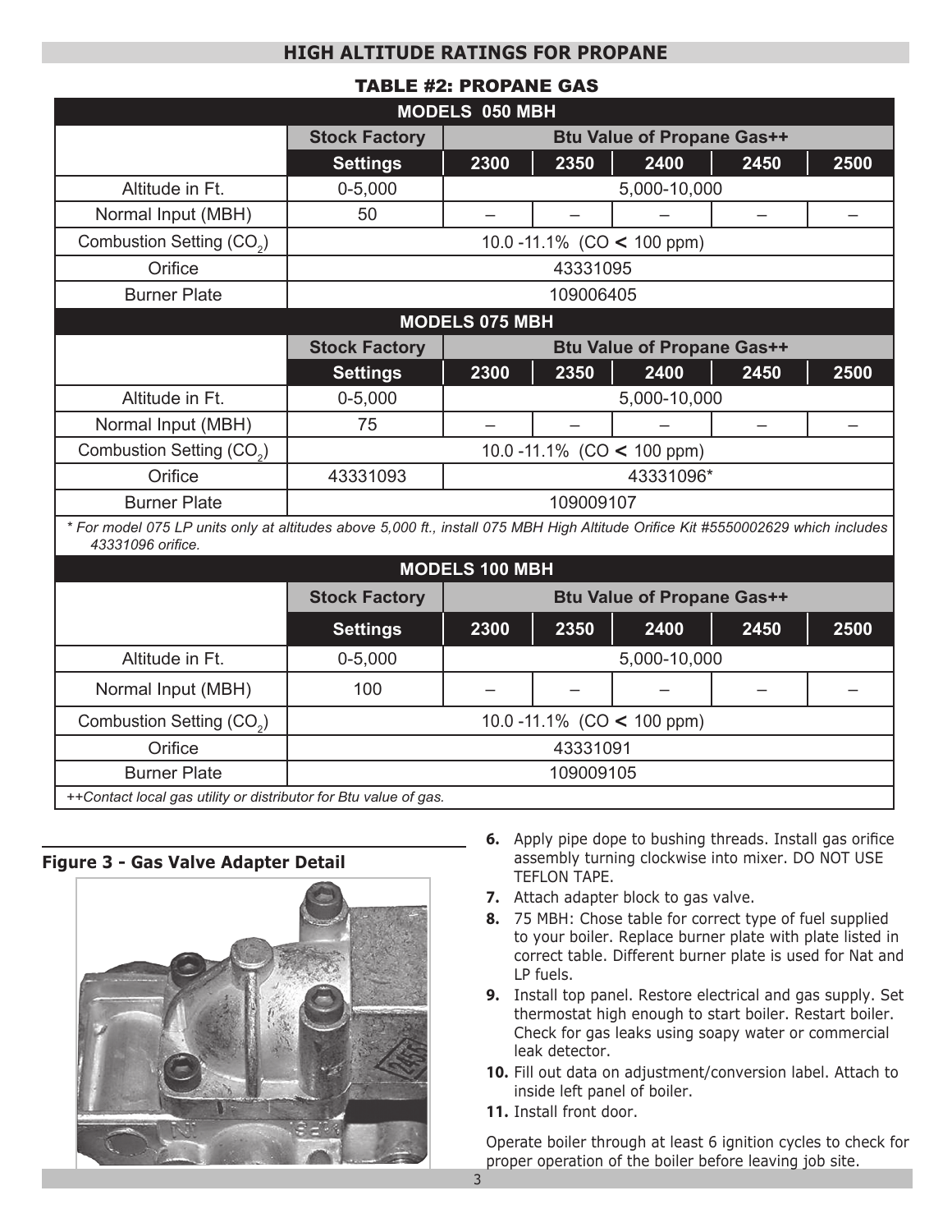## HIGH ALTITUDE RATINGS FOR PROPANE

### TABLE #2: PROPANE GAS

| MODELS 050 MBH | | | | | | |
|---|---|---|---|---|---|---|
| | Stock Factory | Btu Value of Propane Gas++ | | | | |
| | Settings | 2300 | 2350 | 2400 | 2450 | 2500 |
| Altitude in Ft. | 0-5,000 | 5,000-10,000 | | | | |
| Normal Input (MBH) | 50 | – | – | – | – | – |
| Combustion Setting ($CO_2$) | 10.0 -11.1% (CO < 100 ppm) | | | | | |
| Orifice | 43331095 | | | | | |
| Burner Plate | 109006405 | | | | | |

| MODELS 075 MBH | | | | | | |
|---|---|---|---|---|---|---|
| | Stock Factory | Btu Value of Propane Gas++ | | | | |
| | Settings | 2300 | 2350 | 2400 | 2450 | 2500 |
| Altitude in Ft. | 0-5,000 | 5,000-10,000 | | | | |
| Normal Input (MBH) | 75 | – | – | – | – | – |
| Combustion Setting ($CO_2$) | 10.0 -11.1% (CO < 100 ppm) | | | | | |
| Orifice | 43331093 | 43331096* | | | | |
| Burner Plate | 109009107 | | | | | |

*\* For model 075 LP units only at altitudes above 5,000 ft., install 075 MBH High Altitude Orifice Kit #5550002629 which includes 43331096 orifice.*

| MODELS 100 MBH | | | | | | |
|---|---|---|---|---|---|---|
| | Stock Factory | Btu Value of Propane Gas++ | | | | |
| | Settings | 2300 | 2350 | 2400 | 2450 | 2500 |
| Altitude in Ft. | 0-5,000 | 5,000-10,000 | | | | |
| Normal Input (MBH) | 100 | – | – | – | – | – |
| Combustion Setting ($CO_2$) | 10.0 -11.1% (CO < 100 ppm) | | | | | |
| Orifice | 43331091 | | | | | |
| Burner Plate | 109009105 | | | | | |

*++Contact local gas utility or distributor for Btu value of gas.*

**Figure 3 - Gas Valve Adapter Detail**

6. Apply pipe dope to bushing threads. Install gas orifice assembly turning clockwise into mixer. DO NOT USE TEFLON TAPE.
7. Attach adapter block to gas valve.
8. 75 MBH: Chose table for correct type of fuel supplied to your boiler. Replace burner plate with plate listed in correct table. Different burner plate is used for Nat and LP fuels.
9. Install top panel. Restore electrical and gas supply. Set thermostat high enough to start boiler. Restart boiler. Check for gas leaks using soapy water or commercial leak detector.
10. Fill out data on adjustment/conversion label. Attach to inside left panel of boiler.
11. Install front door.

Operate boiler through at least 6 ignition cycles to check for proper operation of the boiler before leaving job site.